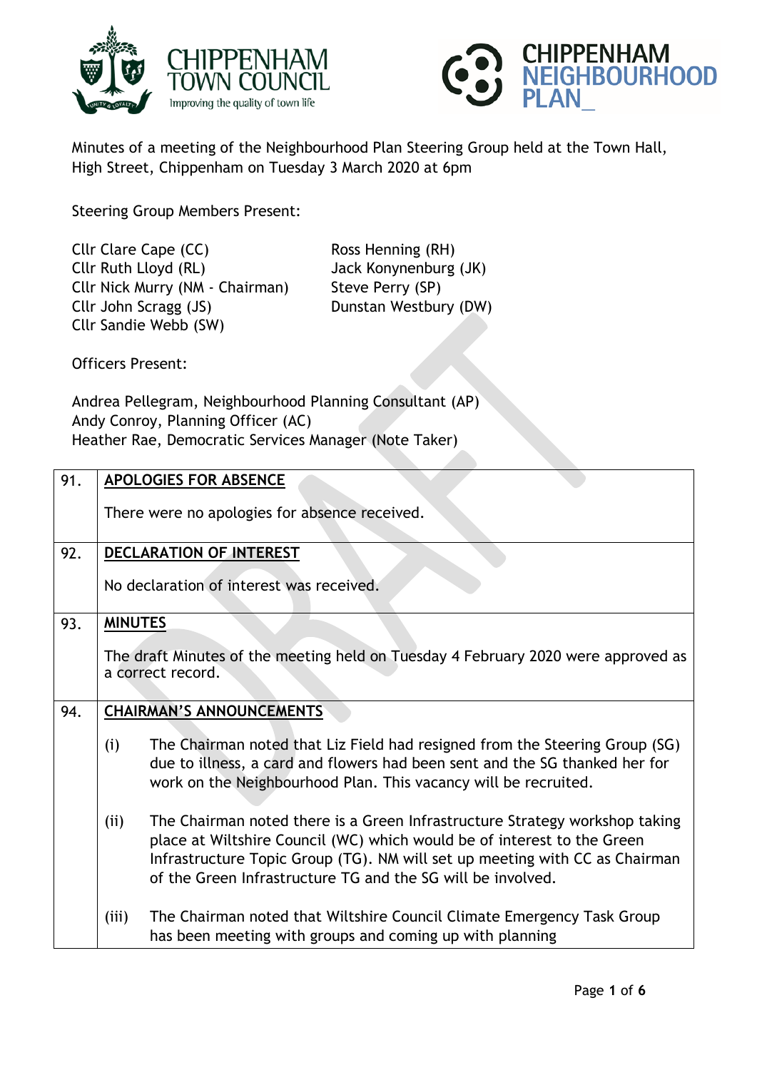Minutes of a meeting of the Neighbourhood Plan Steering Group held at the Town Hall, High Street, Chippenham on Tuesday 3 March 2020 at 6pm

Steering Group Members Present:

Cllr Clare Cape (CC)
Cllr Ruth Lloyd (RL)
Cllr Nick Murry (NM - Chairman)
Cllr John Scragg (JS)
Cllr Sandie Webb (SW)
Ross Henning (RH)
Jack Konynenburg (JK)
Steve Perry (SP)
Dunstan Westbury (DW)

Officers Present:

Andrea Pellegram, Neighbourhood Planning Consultant (AP)
Andy Conroy, Planning Officer (AC)
Heather Rae, Democratic Services Manager (Note Taker)

| | |
|---|---|
| 91. | **APOLOGIES FOR ABSENCE**<br><br>There were no apologies for absence received. |
| 92. | **DECLARATION OF INTEREST**<br><br>No declaration of interest was received. |
| 93. | **MINUTES**<br><br>The draft Minutes of the meeting held on Tuesday 4 February 2020 were approved as a correct record. |
| 94. | **CHAIRMAN'S ANNOUNCEMENTS**<br><br>(i) The Chairman noted that Liz Field had resigned from the Steering Group (SG) due to illness, a card and flowers had been sent and the SG thanked her for work on the Neighbourhood Plan. This vacancy will be recruited.<br><br>(ii) The Chairman noted there is a Green Infrastructure Strategy workshop taking place at Wiltshire Council (WC) which would be of interest to the Green Infrastructure Topic Group (TG). NM will set up meeting with CC as Chairman of the Green Infrastructure TG and the SG will be involved.<br><br>(iii) The Chairman noted that Wiltshire Council Climate Emergency Task Group has been meeting with groups and coming up with planning |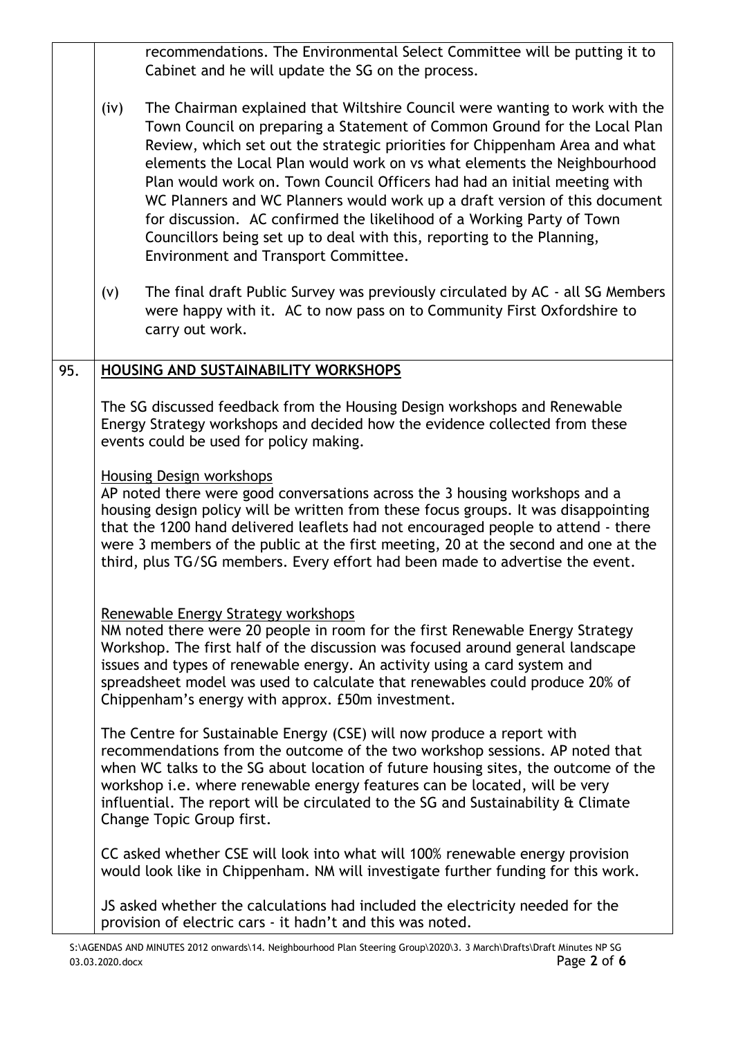recommendations. The Environmental Select Committee will be putting it to Cabinet and he will update the SG on the process.

(iv) The Chairman explained that Wiltshire Council were wanting to work with the Town Council on preparing a Statement of Common Ground for the Local Plan Review, which set out the strategic priorities for Chippenham Area and what elements the Local Plan would work on vs what elements the Neighbourhood Plan would work on. Town Council Officers had had an initial meeting with WC Planners and WC Planners would work up a draft version of this document for discussion. AC confirmed the likelihood of a Working Party of Town Councillors being set up to deal with this, reporting to the Planning, Environment and Transport Committee.

(v) The final draft Public Survey was previously circulated by AC - all SG Members were happy with it. AC to now pass on to Community First Oxfordshire to carry out work.

## 95. HOUSING AND SUSTAINABILITY WORKSHOPS

The SG discussed feedback from the Housing Design workshops and Renewable Energy Strategy workshops and decided how the evidence collected from these events could be used for policy making.

Housing Design workshops

AP noted there were good conversations across the 3 housing workshops and a housing design policy will be written from these focus groups. It was disappointing that the 1200 hand delivered leaflets had not encouraged people to attend - there were 3 members of the public at the first meeting, 20 at the second and one at the third, plus TG/SG members. Every effort had been made to advertise the event.

Renewable Energy Strategy workshops

NM noted there were 20 people in room for the first Renewable Energy Strategy Workshop. The first half of the discussion was focused around general landscape issues and types of renewable energy. An activity using a card system and spreadsheet model was used to calculate that renewables could produce 20% of Chippenham's energy with approx. £50m investment.

The Centre for Sustainable Energy (CSE) will now produce a report with recommendations from the outcome of the two workshop sessions. AP noted that when WC talks to the SG about location of future housing sites, the outcome of the workshop i.e. where renewable energy features can be located, will be very influential. The report will be circulated to the SG and Sustainability & Climate Change Topic Group first.

CC asked whether CSE will look into what will 100% renewable energy provision would look like in Chippenham. NM will investigate further funding for this work.

JS asked whether the calculations had included the electricity needed for the provision of electric cars - it hadn't and this was noted.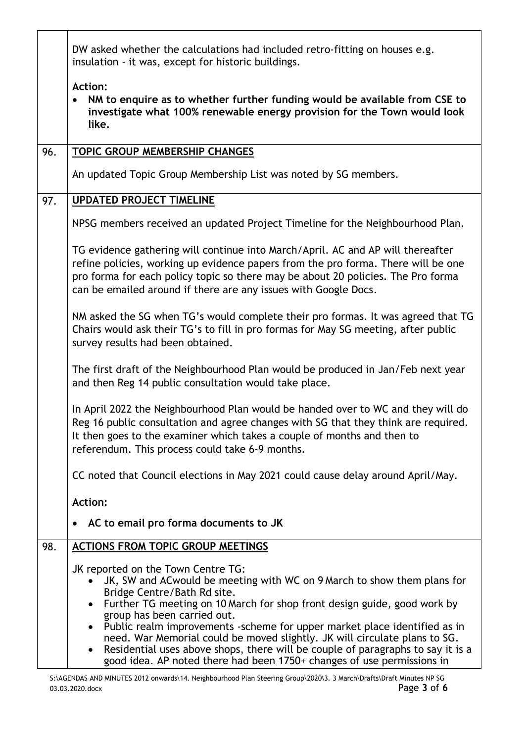DW asked whether the calculations had included retro-fitting on houses e.g. insulation - it was, except for historic buildings.

**Action:**

- **NM to enquire as to whether further funding would be available from CSE to investigate what 100% renewable energy provision for the Town would look like.**

## 96. TOPIC GROUP MEMBERSHIP CHANGES

An updated Topic Group Membership List was noted by SG members.

## 97. UPDATED PROJECT TIMELINE

NPSG members received an updated Project Timeline for the Neighbourhood Plan.

TG evidence gathering will continue into March/April. AC and AP will thereafter refine policies, working up evidence papers from the pro forma. There will be one pro forma for each policy topic so there may be about 20 policies. The Pro forma can be emailed around if there are any issues with Google Docs.

NM asked the SG when TG's would complete their pro formas. It was agreed that TG Chairs would ask their TG's to fill in pro formas for May SG meeting, after public survey results had been obtained.

The first draft of the Neighbourhood Plan would be produced in Jan/Feb next year and then Reg 14 public consultation would take place.

In April 2022 the Neighbourhood Plan would be handed over to WC and they will do Reg 16 public consultation and agree changes with SG that they think are required. It then goes to the examiner which takes a couple of months and then to referendum. This process could take 6-9 months.

CC noted that Council elections in May 2021 could cause delay around April/May.

**Action:**

- **AC to email pro forma documents to JK**

## 98. ACTIONS FROM TOPIC GROUP MEETINGS

JK reported on the Town Centre TG:

- JK, SW and ACwould be meeting with WC on 9 March to show them plans for Bridge Centre/Bath Rd site.
- Further TG meeting on 10 March for shop front design guide, good work by group has been carried out.
- Public realm improvements -scheme for upper market place identified as in need. War Memorial could be moved slightly. JK will circulate plans to SG.
- Residential uses above shops, there will be couple of paragraphs to say it is a good idea. AP noted there had been 1750+ changes of use permissions in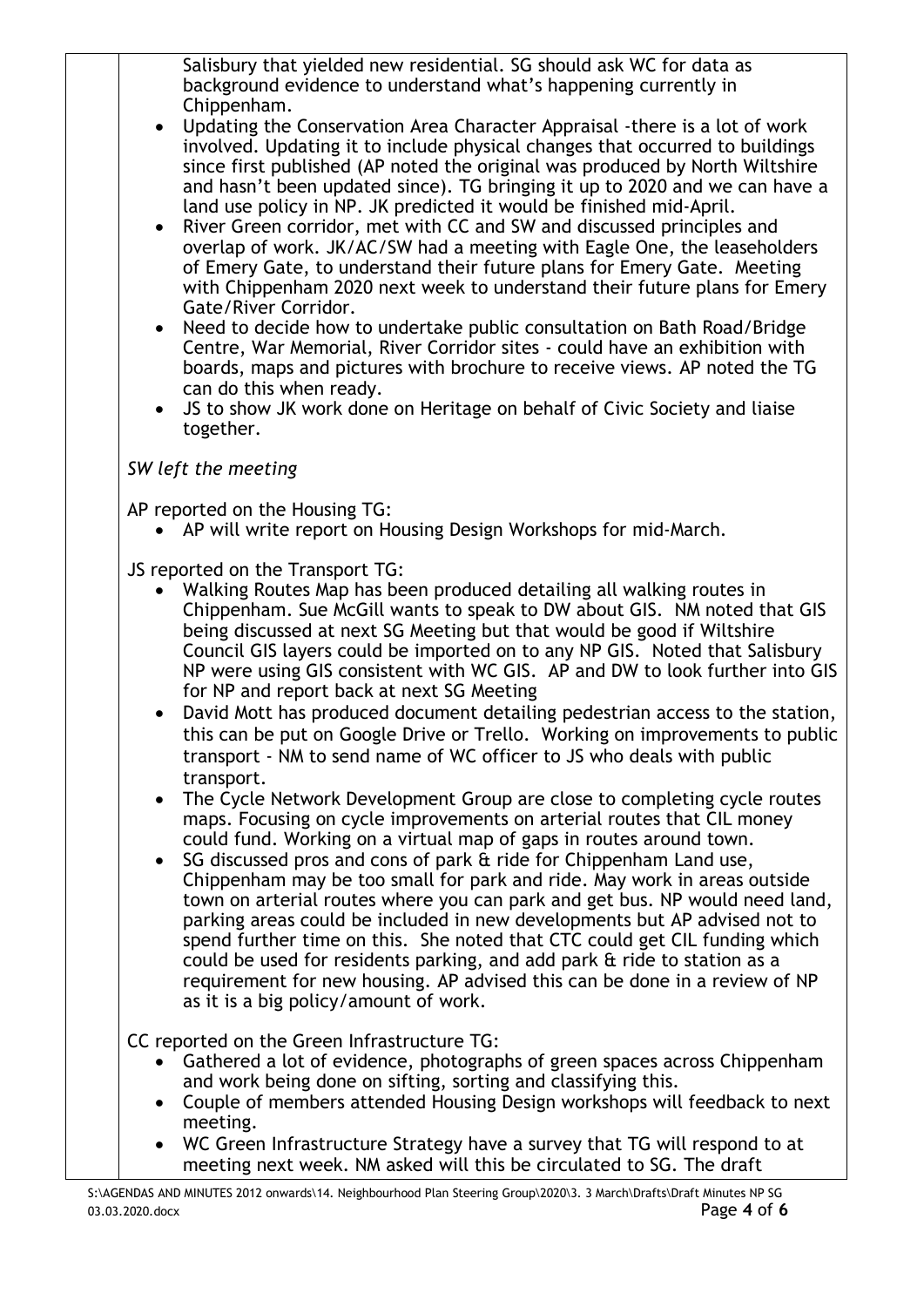Salisbury that yielded new residential. SG should ask WC for data as background evidence to understand what's happening currently in Chippenham.

- Updating the Conservation Area Character Appraisal -there is a lot of work involved. Updating it to include physical changes that occurred to buildings since first published (AP noted the original was produced by North Wiltshire and hasn't been updated since). TG bringing it up to 2020 and we can have a land use policy in NP. JK predicted it would be finished mid-April.
- River Green corridor, met with CC and SW and discussed principles and overlap of work. JK/AC/SW had a meeting with Eagle One, the leaseholders of Emery Gate, to understand their future plans for Emery Gate. Meeting with Chippenham 2020 next week to understand their future plans for Emery Gate/River Corridor.
- Need to decide how to undertake public consultation on Bath Road/Bridge Centre, War Memorial, River Corridor sites - could have an exhibition with boards, maps and pictures with brochure to receive views. AP noted the TG can do this when ready.
- JS to show JK work done on Heritage on behalf of Civic Society and liaise together.

*SW left the meeting*

AP reported on the Housing TG:

- AP will write report on Housing Design Workshops for mid-March.

JS reported on the Transport TG:

- Walking Routes Map has been produced detailing all walking routes in Chippenham. Sue McGill wants to speak to DW about GIS. NM noted that GIS being discussed at next SG Meeting but that would be good if Wiltshire Council GIS layers could be imported on to any NP GIS. Noted that Salisbury NP were using GIS consistent with WC GIS. AP and DW to look further into GIS for NP and report back at next SG Meeting
- David Mott has produced document detailing pedestrian access to the station, this can be put on Google Drive or Trello. Working on improvements to public transport - NM to send name of WC officer to JS who deals with public transport.
- The Cycle Network Development Group are close to completing cycle routes maps. Focusing on cycle improvements on arterial routes that CIL money could fund. Working on a virtual map of gaps in routes around town.
- SG discussed pros and cons of park & ride for Chippenham Land use, Chippenham may be too small for park and ride. May work in areas outside town on arterial routes where you can park and get bus. NP would need land, parking areas could be included in new developments but AP advised not to spend further time on this. She noted that CTC could get CIL funding which could be used for residents parking, and add park & ride to station as a requirement for new housing. AP advised this can be done in a review of NP as it is a big policy/amount of work.

CC reported on the Green Infrastructure TG:

- Gathered a lot of evidence, photographs of green spaces across Chippenham and work being done on sifting, sorting and classifying this.
- Couple of members attended Housing Design workshops will feedback to next meeting.
- WC Green Infrastructure Strategy have a survey that TG will respond to at meeting next week. NM asked will this be circulated to SG. The draft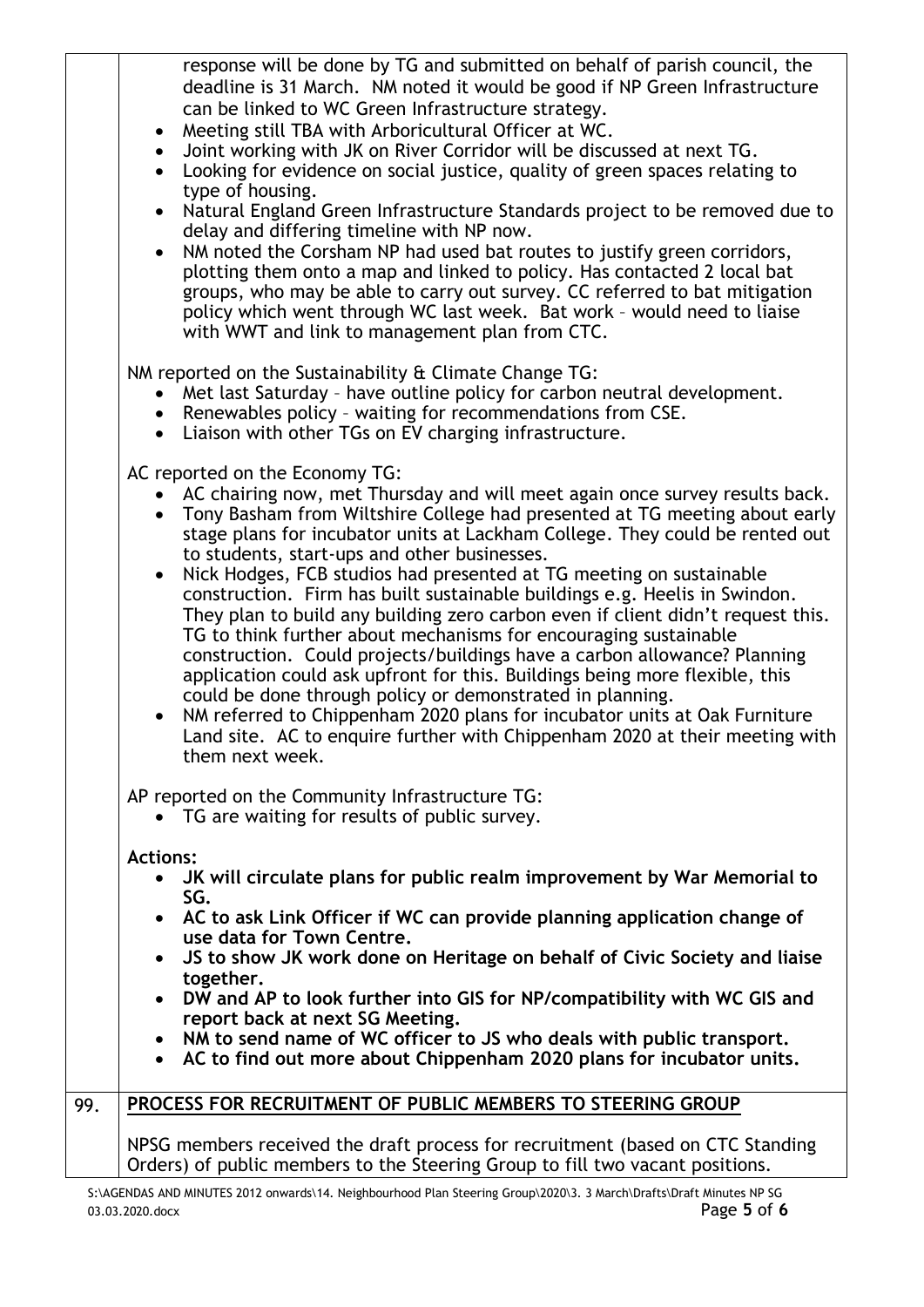response will be done by TG and submitted on behalf of parish council, the deadline is 31 March. NM noted it would be good if NP Green Infrastructure can be linked to WC Green Infrastructure strategy.

- Meeting still TBA with Arboricultural Officer at WC.
- Joint working with JK on River Corridor will be discussed at next TG.
- Looking for evidence on social justice, quality of green spaces relating to type of housing.
- Natural England Green Infrastructure Standards project to be removed due to delay and differing timeline with NP now.
- NM noted the Corsham NP had used bat routes to justify green corridors, plotting them onto a map and linked to policy. Has contacted 2 local bat groups, who may be able to carry out survey. CC referred to bat mitigation policy which went through WC last week. Bat work – would need to liaise with WWT and link to management plan from CTC.

NM reported on the Sustainability & Climate Change TG:

- Met last Saturday – have outline policy for carbon neutral development.
- Renewables policy – waiting for recommendations from CSE.
- Liaison with other TGs on EV charging infrastructure.

AC reported on the Economy TG:

- AC chairing now, met Thursday and will meet again once survey results back.
- Tony Basham from Wiltshire College had presented at TG meeting about early stage plans for incubator units at Lackham College. They could be rented out to students, start-ups and other businesses.
- Nick Hodges, FCB studios had presented at TG meeting on sustainable construction. Firm has built sustainable buildings e.g. Heelis in Swindon. They plan to build any building zero carbon even if client didn't request this. TG to think further about mechanisms for encouraging sustainable construction. Could projects/buildings have a carbon allowance? Planning application could ask upfront for this. Buildings being more flexible, this could be done through policy or demonstrated in planning.
- NM referred to Chippenham 2020 plans for incubator units at Oak Furniture Land site. AC to enquire further with Chippenham 2020 at their meeting with them next week.

AP reported on the Community Infrastructure TG:

- TG are waiting for results of public survey.

**Actions:**

- **JK will circulate plans for public realm improvement by War Memorial to SG.**
- **AC to ask Link Officer if WC can provide planning application change of use data for Town Centre.**
- **JS to show JK work done on Heritage on behalf of Civic Society and liaise together.**
- **DW and AP to look further into GIS for NP/compatibility with WC GIS and report back at next SG Meeting.**
- **NM to send name of WC officer to JS who deals with public transport.**
- **AC to find out more about Chippenham 2020 plans for incubator units.**

## 99. PROCESS FOR RECRUITMENT OF PUBLIC MEMBERS TO STEERING GROUP

NPSG members received the draft process for recruitment (based on CTC Standing Orders) of public members to the Steering Group to fill two vacant positions.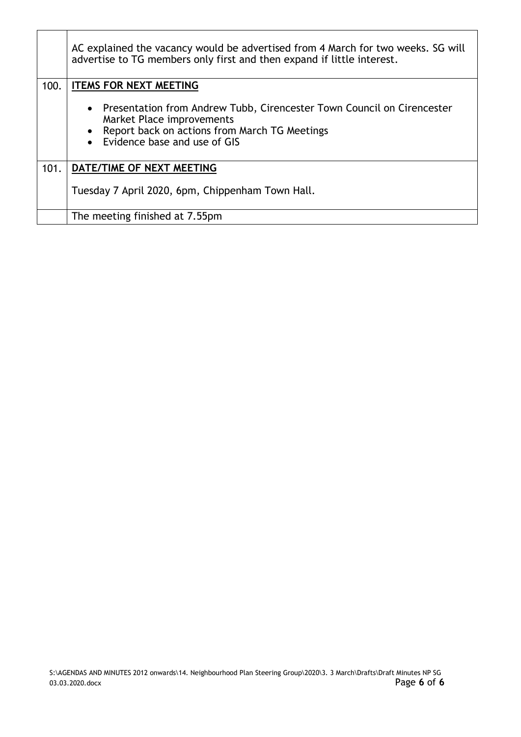| | |
|---|---|
| | AC explained the vacancy would be advertised from 4 March for two weeks. SG will advertise to TG members only first and then expand if little interest. |
| 100. | **ITEMS FOR NEXT MEETING**<br><br>• Presentation from Andrew Tubb, Cirencester Town Council on Cirencester Market Place improvements<br>• Report back on actions from March TG Meetings<br>• Evidence base and use of GIS |
| 101. | **DATE/TIME OF NEXT MEETING**<br><br>Tuesday 7 April 2020, 6pm, Chippenham Town Hall. |
| | The meeting finished at 7.55pm |

S:\AGENDAS AND MINUTES 2012 onwards\14. Neighbourhood Plan Steering Group\2020\3. 3 March\Drafts\Draft Minutes NP SG 03.03.2020.docx